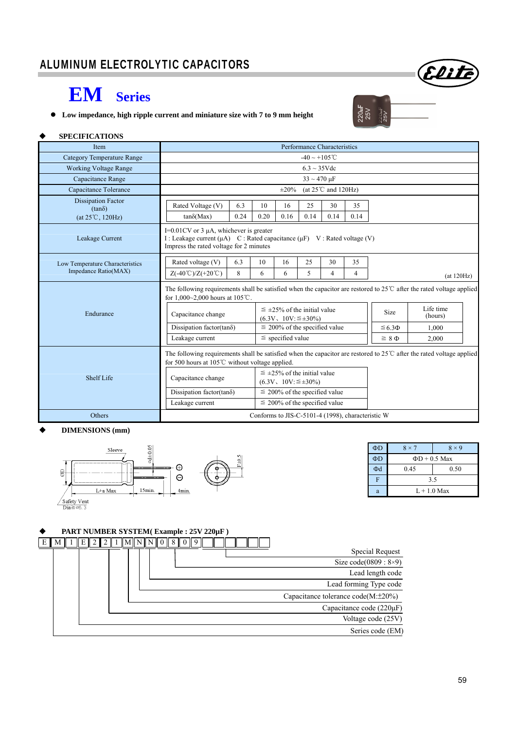# ALUMINUM ELECTROLYTIC CAPACITORS

## EM Series

- **Low impedance, high ripple current and miniature size with 7 to 9 mm height**

### ◆ SPECIFICATIONS

| Item | Performance Characteristics |
|---|---|
| Category Temperature Range | -40 ~ +105℃ |
| Working Voltage Range | 6.3 ~ 35Vdc |
| Capacitance Range | 33 ~ 470 μF |
| Capacitance Tolerance | ±20% (at 25℃ and 120Hz) |
| Dissipation Factor (tanδ) (at 25℃, 120Hz) | Rated Voltage (V): 6.3 / 10 / 16 / 25 / 30 / 35<br>tanδ(Max): 0.24 / 0.20 / 0.16 / 0.14 / 0.14 / 0.14 |
| Leakage Current | I=0.01CV or 3 μA, whichever is greater<br>I : Leakage current (μA) C : Rated capacitance (μF) V : Rated voltage (V)<br>Impress the rated voltage for 2 minutes |
| Low Temperature Characteristics Impedance Ratio(MAX) | Rated voltage (V): 6.3 / 10 / 16 / 25 / 30 / 35<br>Z(-40℃)/Z(+20℃): 8 / 6 / 6 / 5 / 4 / 4<br>(at 120Hz) |
| Endurance | The following requirements shall be satisfied when the capacitor are restored to 25℃ after the rated voltage applied for 1,000~2,000 hours at 105℃.<br>Capacitance change: ≦ ±25% of the initial value (6.3V、10V:≦±30%)<br>Dissipation factor(tanδ): ≦ 200% of the specified value<br>Leakage current: ≦ specified value<br>Size / Life time (hours): ≦6.3Φ — 1,000; ≧ 8 Φ — 2,000 |
| Shelf Life | The following requirements shall be satisfied when the capacitor are restored to 25℃ after the rated voltage applied for 500 hours at 105℃ without voltage applied.<br>Capacitance change: ≦ ±25% of the initial value (6.3V、10V:≦±30%)<br>Dissipation factor(tanδ): ≦ 200% of the specified value<br>Leakage current: ≦ 200% of the specified value |
| Others | Conforms to JIS-C-5101-4 (1998), characteristic W |

### ◆ DIMENSIONS (mm)

Sleeve; Φd±0.05; ΦD; L+a Max; 15min.; 4min.; F±0.5; Safety Vent Dia≧ø6.3

| ΦD | 8 × 7 | 8 × 9 |
|---|---|---|
| ΦD | ΦD + 0.5 Max | |
| Φd | 0.45 | 0.50 |
| F | 3.5 | |
| a | L + 1.0 Max | |

### ◆ PART NUMBER SYSTEM( Example : 25V 220μF )

E M 1 E 2 2 1 M N N 0 8 0 9 _ _ _ _ _ _

- E M — Series code (EM)
- 1 E — Voltage code (25V)
- 2 2 1 — Capacitance code (220μF)
- M — Capacitance tolerance code(M:±20%)
- N — Lead forming Type code
- N — Lead length code
- 0 8 0 9 — Size code(0809 : 8×9)
- Remaining boxes — Special Request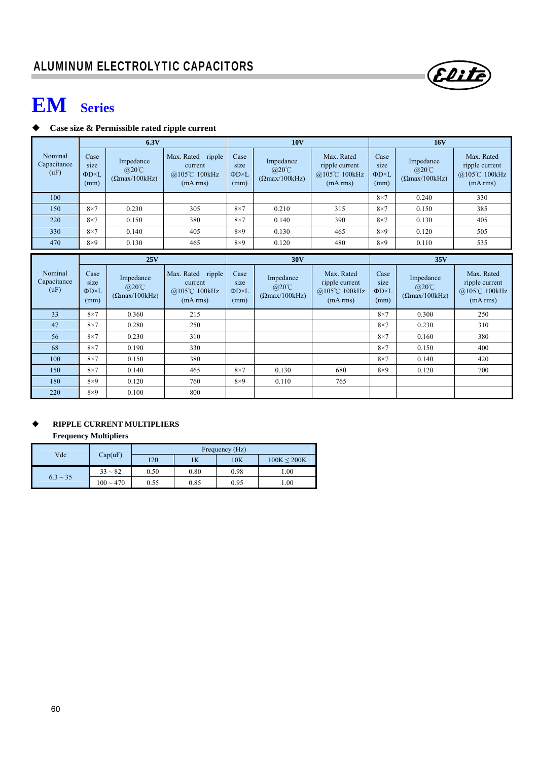ALUMINUM ELECTROLYTIC CAPACITORS

# EM Series

◆ **Case size & Permissible rated ripple current**

| Nominal Capacitance (uF) | 6.3V | | | 10V | | | 16V | | |
|---|---|---|---|---|---|---|---|---|---|
| | Case size ΦD×L (mm) | Impedance @20℃ (Ωmax/100kHz) | Max. Rated ripple current @105℃ 100kHz (mA rms) | Case size ΦD×L (mm) | Impedance @20℃ (Ωmax/100kHz) | Max. Rated ripple current @105℃ 100kHz (mA rms) | Case size ΦD×L (mm) | Impedance @20℃ (Ωmax/100kHz) | Max. Rated ripple current @105℃ 100kHz (mA rms) |
| 100 | | | | | | | 8×7 | 0.240 | 330 |
| 150 | 8×7 | 0.230 | 305 | 8×7 | 0.210 | 315 | 8×7 | 0.150 | 385 |
| 220 | 8×7 | 0.150 | 380 | 8×7 | 0.140 | 390 | 8×7 | 0.130 | 405 |
| 330 | 8×7 | 0.140 | 405 | 8×9 | 0.130 | 465 | 8×9 | 0.120 | 505 |
| 470 | 8×9 | 0.130 | 465 | 8×9 | 0.120 | 480 | 8×9 | 0.110 | 535 |

| Nominal Capacitance (uF) | 25V | | | 30V | | | 35V | | |
|---|---|---|---|---|---|---|---|---|---|
| | Case size ΦD×L (mm) | Impedance @20℃ (Ωmax/100kHz) | Max. Rated ripple current @105℃ 100kHz (mA rms) | Case size ΦD×L (mm) | Impedance @20℃ (Ωmax/100kHz) | Max. Rated ripple current @105℃ 100kHz (mA rms) | Case size ΦD×L (mm) | Impedance @20℃ (Ωmax/100kHz) | Max. Rated ripple current @105℃ 100kHz (mA rms) |
| 33 | 8×7 | 0.360 | 215 | | | | 8×7 | 0.300 | 250 |
| 47 | 8×7 | 0.280 | 250 | | | | 8×7 | 0.230 | 310 |
| 56 | 8×7 | 0.230 | 310 | | | | 8×7 | 0.160 | 380 |
| 68 | 8×7 | 0.190 | 330 | | | | 8×7 | 0.150 | 400 |
| 100 | 8×7 | 0.150 | 380 | | | | 8×7 | 0.140 | 420 |
| 150 | 8×7 | 0.140 | 465 | 8×7 | 0.130 | 680 | 8×9 | 0.120 | 700 |
| 180 | 8×9 | 0.120 | 760 | 8×9 | 0.110 | 765 | | | |
| 220 | 8×9 | 0.100 | 800 | | | | | | |

◆ **RIPPLE CURRENT MULTIPLIERS**

**Frequency Multipliers**

| Vdc | Cap(uF) | Frequency (Hz) | | | |
|---|---|---|---|---|---|
| | | 120 | 1K | 10K | 100K ≤ 200K |
| 6.3 ~ 35 | 33 ~ 82 | 0.50 | 0.80 | 0.98 | 1.00 |
| | 100 ~ 470 | 0.55 | 0.85 | 0.95 | 1.00 |